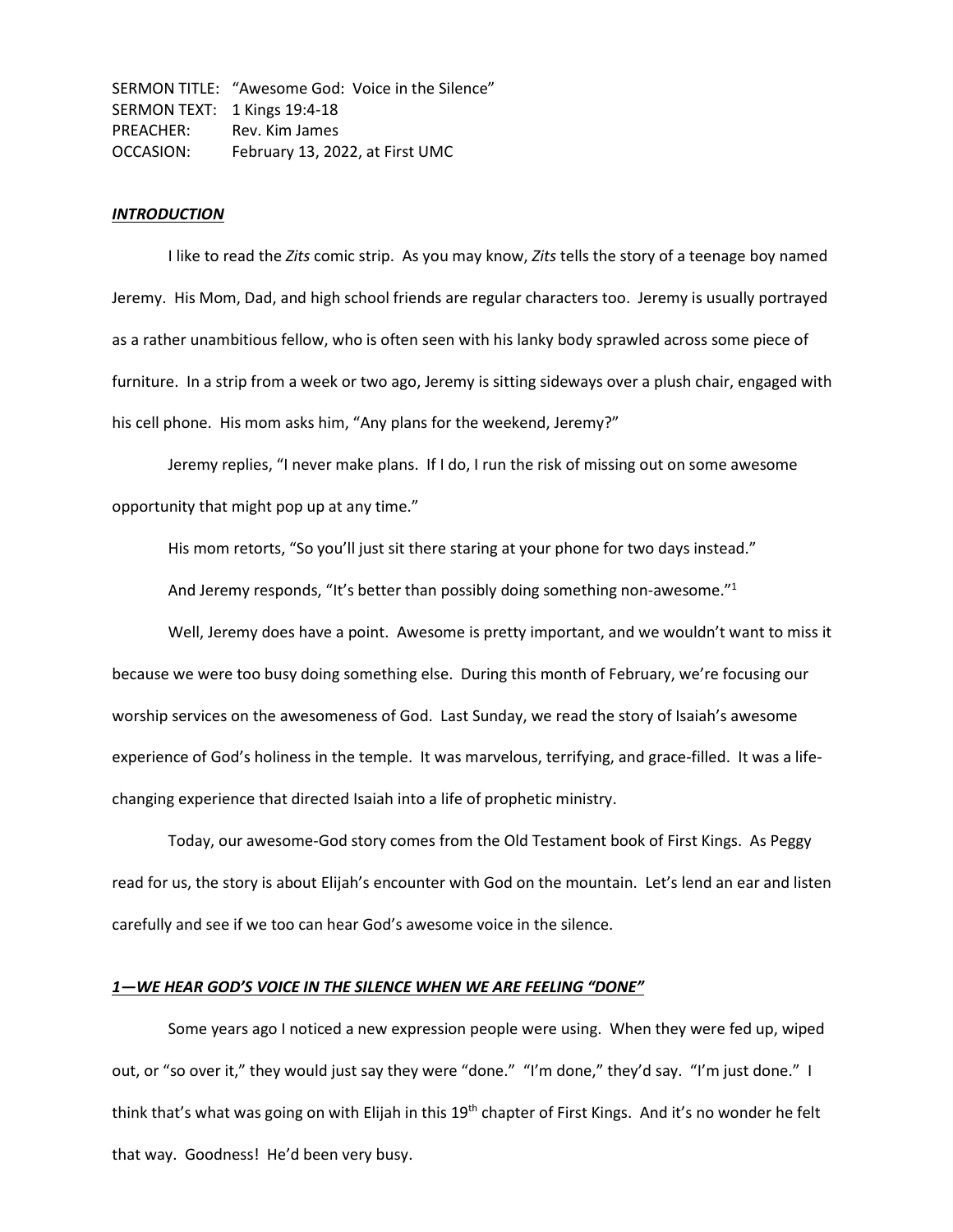SERMON TITLE: "Awesome God: Voice in the Silence"
SERMON TEXT: 1 Kings 19:4-18
PREACHER: Rev. Kim James
OCCASION: February 13, 2022, at First UMC

## ***INTRODUCTION***

I like to read the *Zits* comic strip. As you may know, *Zits* tells the story of a teenage boy named Jeremy. His Mom, Dad, and high school friends are regular characters too. Jeremy is usually portrayed as a rather unambitious fellow, who is often seen with his lanky body sprawled across some piece of furniture. In a strip from a week or two ago, Jeremy is sitting sideways over a plush chair, engaged with his cell phone. His mom asks him, "Any plans for the weekend, Jeremy?"

Jeremy replies, "I never make plans. If I do, I run the risk of missing out on some awesome opportunity that might pop up at any time."

His mom retorts, "So you'll just sit there staring at your phone for two days instead."

And Jeremy responds, "It's better than possibly doing something non-awesome."[1]

Well, Jeremy does have a point. Awesome is pretty important, and we wouldn't want to miss it because we were too busy doing something else. During this month of February, we're focusing our worship services on the awesomeness of God. Last Sunday, we read the story of Isaiah's awesome experience of God's holiness in the temple. It was marvelous, terrifying, and grace-filled. It was a life-changing experience that directed Isaiah into a life of prophetic ministry.

Today, our awesome-God story comes from the Old Testament book of First Kings. As Peggy read for us, the story is about Elijah's encounter with God on the mountain. Let's lend an ear and listen carefully and see if we too can hear God's awesome voice in the silence.

## ***1—WE HEAR GOD'S VOICE IN THE SILENCE WHEN WE ARE FEELING "DONE"***

Some years ago I noticed a new expression people were using. When they were fed up, wiped out, or "so over it," they would just say they were "done." "I'm done," they'd say. "I'm just done." I think that's what was going on with Elijah in this 19th chapter of First Kings. And it's no wonder he felt that way. Goodness! He'd been very busy.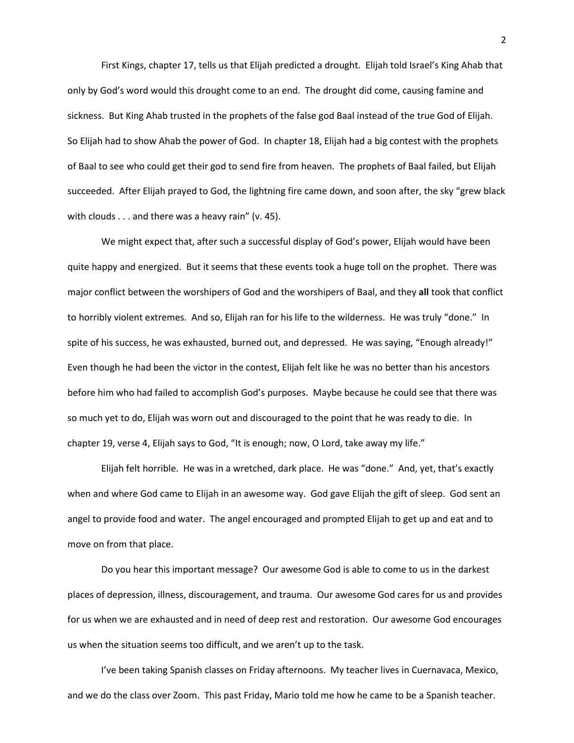First Kings, chapter 17, tells us that Elijah predicted a drought. Elijah told Israel's King Ahab that only by God's word would this drought come to an end. The drought did come, causing famine and sickness. But King Ahab trusted in the prophets of the false god Baal instead of the true God of Elijah. So Elijah had to show Ahab the power of God. In chapter 18, Elijah had a big contest with the prophets of Baal to see who could get their god to send fire from heaven. The prophets of Baal failed, but Elijah succeeded. After Elijah prayed to God, the lightning fire came down, and soon after, the sky "grew black with clouds . . . and there was a heavy rain" (v. 45).

We might expect that, after such a successful display of God's power, Elijah would have been quite happy and energized. But it seems that these events took a huge toll on the prophet. There was major conflict between the worshipers of God and the worshipers of Baal, and they **all** took that conflict to horribly violent extremes. And so, Elijah ran for his life to the wilderness. He was truly "done." In spite of his success, he was exhausted, burned out, and depressed. He was saying, "Enough already!" Even though he had been the victor in the contest, Elijah felt like he was no better than his ancestors before him who had failed to accomplish God's purposes. Maybe because he could see that there was so much yet to do, Elijah was worn out and discouraged to the point that he was ready to die. In chapter 19, verse 4, Elijah says to God, "It is enough; now, O Lord, take away my life."

Elijah felt horrible. He was in a wretched, dark place. He was "done." And, yet, that's exactly when and where God came to Elijah in an awesome way. God gave Elijah the gift of sleep. God sent an angel to provide food and water. The angel encouraged and prompted Elijah to get up and eat and to move on from that place.

Do you hear this important message? Our awesome God is able to come to us in the darkest places of depression, illness, discouragement, and trauma. Our awesome God cares for us and provides for us when we are exhausted and in need of deep rest and restoration. Our awesome God encourages us when the situation seems too difficult, and we aren't up to the task.

I've been taking Spanish classes on Friday afternoons. My teacher lives in Cuernavaca, Mexico, and we do the class over Zoom. This past Friday, Mario told me how he came to be a Spanish teacher.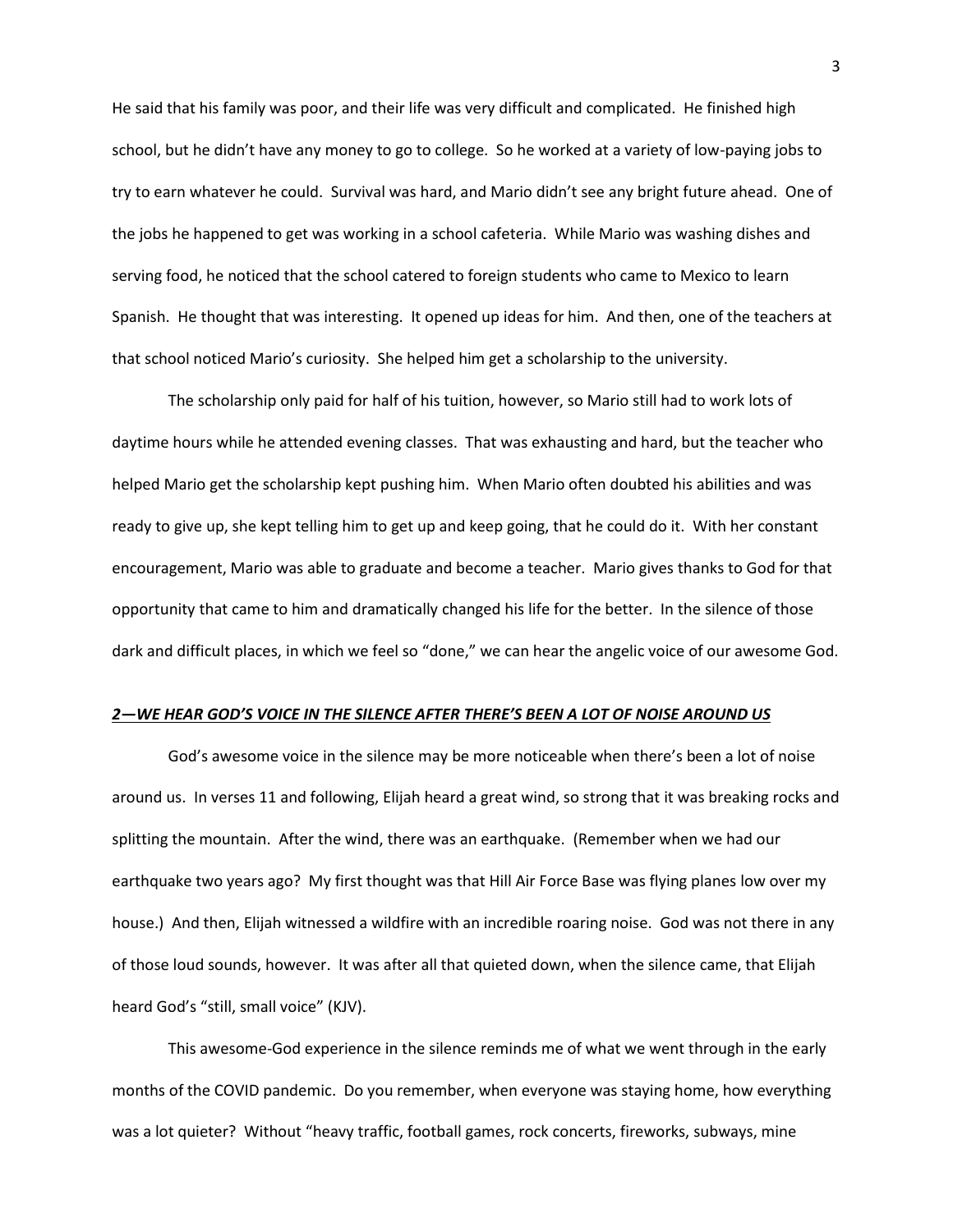He said that his family was poor, and their life was very difficult and complicated. He finished high school, but he didn't have any money to go to college. So he worked at a variety of low-paying jobs to try to earn whatever he could. Survival was hard, and Mario didn't see any bright future ahead. One of the jobs he happened to get was working in a school cafeteria. While Mario was washing dishes and serving food, he noticed that the school catered to foreign students who came to Mexico to learn Spanish. He thought that was interesting. It opened up ideas for him. And then, one of the teachers at that school noticed Mario's curiosity. She helped him get a scholarship to the university.

The scholarship only paid for half of his tuition, however, so Mario still had to work lots of daytime hours while he attended evening classes. That was exhausting and hard, but the teacher who helped Mario get the scholarship kept pushing him. When Mario often doubted his abilities and was ready to give up, she kept telling him to get up and keep going, that he could do it. With her constant encouragement, Mario was able to graduate and become a teacher. Mario gives thanks to God for that opportunity that came to him and dramatically changed his life for the better. In the silence of those dark and difficult places, in which we feel so "done," we can hear the angelic voice of our awesome God.

## ***2—WE HEAR GOD'S VOICE IN THE SILENCE AFTER THERE'S BEEN A LOT OF NOISE AROUND US***

God's awesome voice in the silence may be more noticeable when there's been a lot of noise around us. In verses 11 and following, Elijah heard a great wind, so strong that it was breaking rocks and splitting the mountain. After the wind, there was an earthquake. (Remember when we had our earthquake two years ago? My first thought was that Hill Air Force Base was flying planes low over my house.) And then, Elijah witnessed a wildfire with an incredible roaring noise. God was not there in any of those loud sounds, however. It was after all that quieted down, when the silence came, that Elijah heard God's "still, small voice" (KJV).

This awesome-God experience in the silence reminds me of what we went through in the early months of the COVID pandemic. Do you remember, when everyone was staying home, how everything was a lot quieter? Without "heavy traffic, football games, rock concerts, fireworks, subways, mine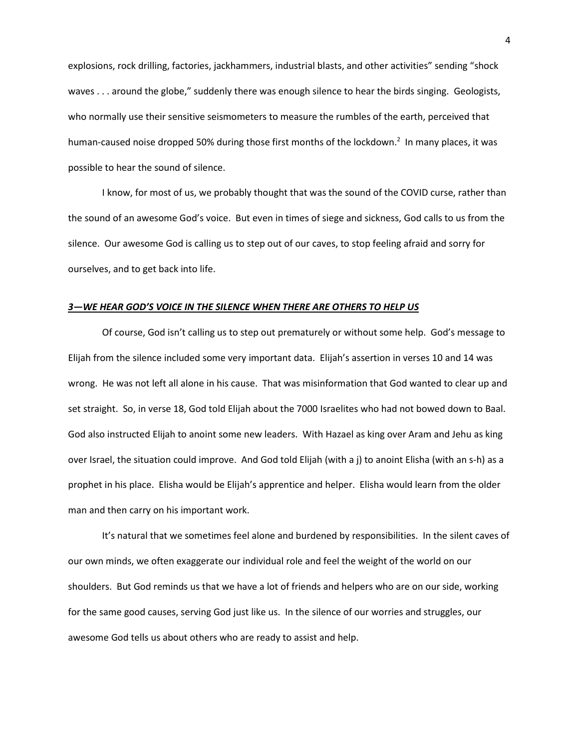explosions, rock drilling, factories, jackhammers, industrial blasts, and other activities" sending "shock waves . . . around the globe," suddenly there was enough silence to hear the birds singing. Geologists, who normally use their sensitive seismometers to measure the rumbles of the earth, perceived that human-caused noise dropped 50% during those first months of the lockdown.[2] In many places, it was possible to hear the sound of silence.

I know, for most of us, we probably thought that was the sound of the COVID curse, rather than the sound of an awesome God's voice. But even in times of siege and sickness, God calls to us from the silence. Our awesome God is calling us to step out of our caves, to stop feeling afraid and sorry for ourselves, and to get back into life.

### ***3—WE HEAR GOD'S VOICE IN THE SILENCE WHEN THERE ARE OTHERS TO HELP US***

Of course, God isn't calling us to step out prematurely or without some help. God's message to Elijah from the silence included some very important data. Elijah's assertion in verses 10 and 14 was wrong. He was not left all alone in his cause. That was misinformation that God wanted to clear up and set straight. So, in verse 18, God told Elijah about the 7000 Israelites who had not bowed down to Baal. God also instructed Elijah to anoint some new leaders. With Hazael as king over Aram and Jehu as king over Israel, the situation could improve. And God told Elijah (with a j) to anoint Elisha (with an s-h) as a prophet in his place. Elisha would be Elijah's apprentice and helper. Elisha would learn from the older man and then carry on his important work.

It's natural that we sometimes feel alone and burdened by responsibilities. In the silent caves of our own minds, we often exaggerate our individual role and feel the weight of the world on our shoulders. But God reminds us that we have a lot of friends and helpers who are on our side, working for the same good causes, serving God just like us. In the silence of our worries and struggles, our awesome God tells us about others who are ready to assist and help.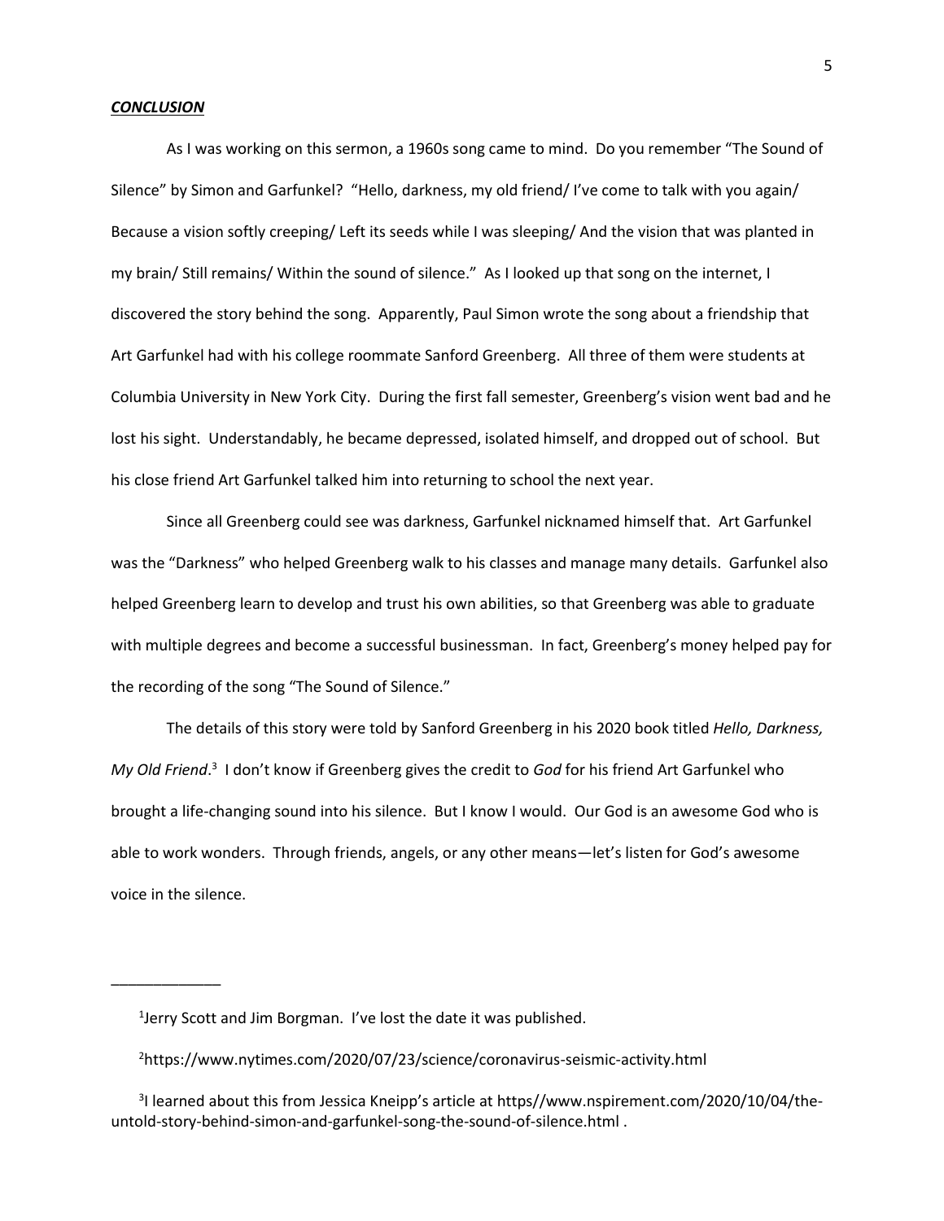***CONCLUSION***

As I was working on this sermon, a 1960s song came to mind. Do you remember "The Sound of Silence" by Simon and Garfunkel? "Hello, darkness, my old friend/ I've come to talk with you again/ Because a vision softly creeping/ Left its seeds while I was sleeping/ And the vision that was planted in my brain/ Still remains/ Within the sound of silence." As I looked up that song on the internet, I discovered the story behind the song. Apparently, Paul Simon wrote the song about a friendship that Art Garfunkel had with his college roommate Sanford Greenberg. All three of them were students at Columbia University in New York City. During the first fall semester, Greenberg's vision went bad and he lost his sight. Understandably, he became depressed, isolated himself, and dropped out of school. But his close friend Art Garfunkel talked him into returning to school the next year.

Since all Greenberg could see was darkness, Garfunkel nicknamed himself that. Art Garfunkel was the "Darkness" who helped Greenberg walk to his classes and manage many details. Garfunkel also helped Greenberg learn to develop and trust his own abilities, so that Greenberg was able to graduate with multiple degrees and become a successful businessman. In fact, Greenberg's money helped pay for the recording of the song "The Sound of Silence."

The details of this story were told by Sanford Greenberg in his 2020 book titled *Hello, Darkness, My Old Friend*.[3] I don't know if Greenberg gives the credit to *God* for his friend Art Garfunkel who brought a life-changing sound into his silence. But I know I would. Our God is an awesome God who is able to work wonders. Through friends, angels, or any other means—let's listen for God's awesome voice in the silence.

_____________

[1]Jerry Scott and Jim Borgman. I've lost the date it was published.

[2]https://www.nytimes.com/2020/07/23/science/coronavirus-seismic-activity.html

[3]I learned about this from Jessica Kneipp's article at https//www.nspirement.com/2020/10/04/the-untold-story-behind-simon-and-garfunkel-song-the-sound-of-silence.html .